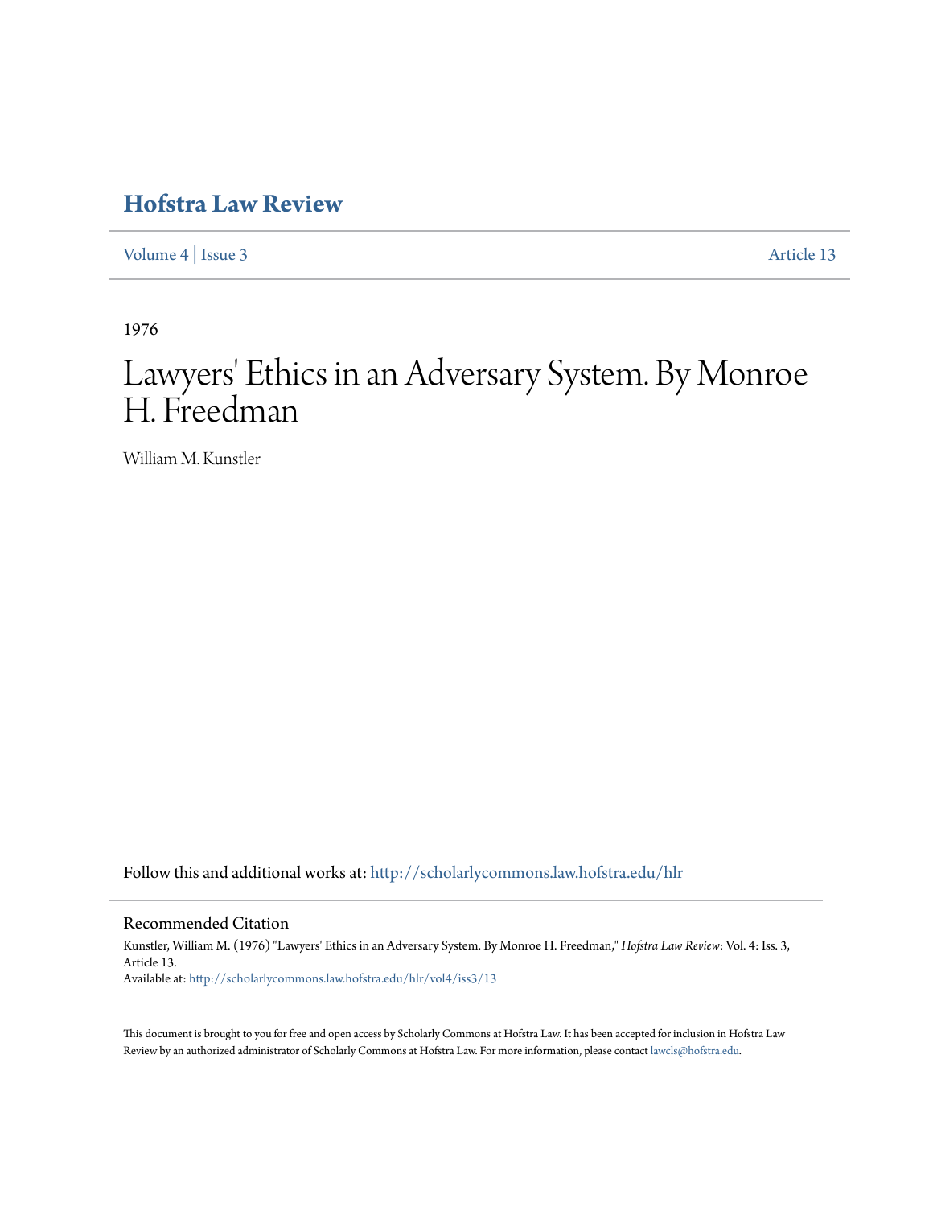# Hofstra Law Review

Volume 4 | Issue 3 Article 13

1976

# Lawyers' Ethics in an Adversary System. By Monroe H. Freedman

William M. Kunstler

Follow this and additional works at: http://scholarlycommons.law.hofstra.edu/hlr

## Recommended Citation

Kunstler, William M. (1976) "Lawyers' Ethics in an Adversary System. By Monroe H. Freedman," *Hofstra Law Review*: Vol. 4: Iss. 3, Article 13.

Available at: http://scholarlycommons.law.hofstra.edu/hlr/vol4/iss3/13

This document is brought to you for free and open access by Scholarly Commons at Hofstra Law. It has been accepted for inclusion in Hofstra Law Review by an authorized administrator of Scholarly Commons at Hofstra Law. For more information, please contact lawcls@hofstra.edu.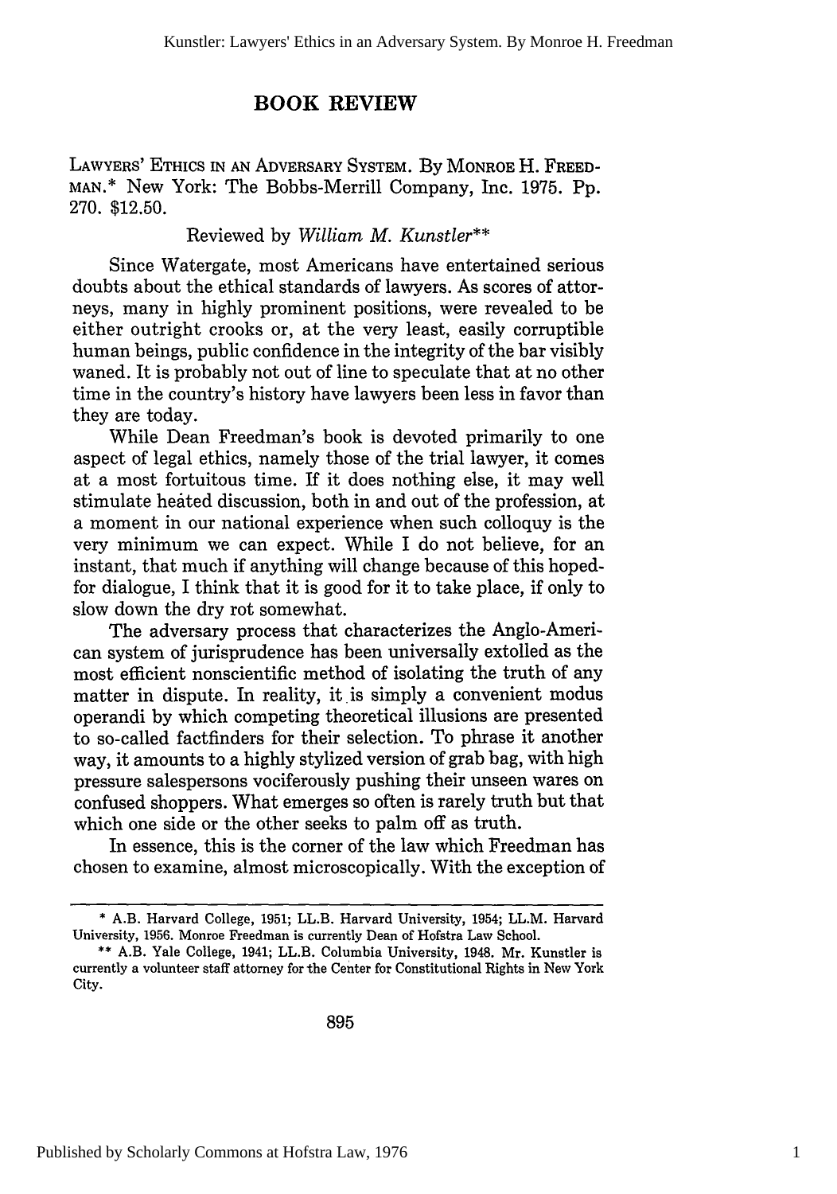# BOOK REVIEW

LAWYERS' ETHICS IN AN ADVERSARY SYSTEM. By MONROE H. FREEDMAN.* New York: The Bobbs-Merrill Company, Inc. 1975. Pp. 270. $12.50.

Reviewed by *William M. Kunstler*\*\*

Since Watergate, most Americans have entertained serious doubts about the ethical standards of lawyers. As scores of attorneys, many in highly prominent positions, were revealed to be either outright crooks or, at the very least, easily corruptible human beings, public confidence in the integrity of the bar visibly waned. It is probably not out of line to speculate that at no other time in the country's history have lawyers been less in favor than they are today.

While Dean Freedman's book is devoted primarily to one aspect of legal ethics, namely those of the trial lawyer, it comes at a most fortuitous time. If it does nothing else, it may well stimulate heated discussion, both in and out of the profession, at a moment in our national experience when such colloquy is the very minimum we can expect. While I do not believe, for an instant, that much if anything will change because of this hoped-for dialogue, I think that it is good for it to take place, if only to slow down the dry rot somewhat.

The adversary process that characterizes the Anglo-American system of jurisprudence has been universally extolled as the most efficient nonscientific method of isolating the truth of any matter in dispute. In reality, it is simply a convenient modus operandi by which competing theoretical illusions are presented to so-called factfinders for their selection. To phrase it another way, it amounts to a highly stylized version of grab bag, with high pressure salespersons vociferously pushing their unseen wares on confused shoppers. What emerges so often is rarely truth but that which one side or the other seeks to palm off as truth.

In essence, this is the corner of the law which Freedman has chosen to examine, almost microscopically. With the exception of

---

\* A.B. Harvard College, 1951; LL.B. Harvard University, 1954; LL.M. Harvard University, 1956. Monroe Freedman is currently Dean of Hofstra Law School.

\*\* A.B. Yale College, 1941; LL.B. Columbia University, 1948. Mr. Kunstler is currently a volunteer staff attorney for the Center for Constitutional Rights in New York City.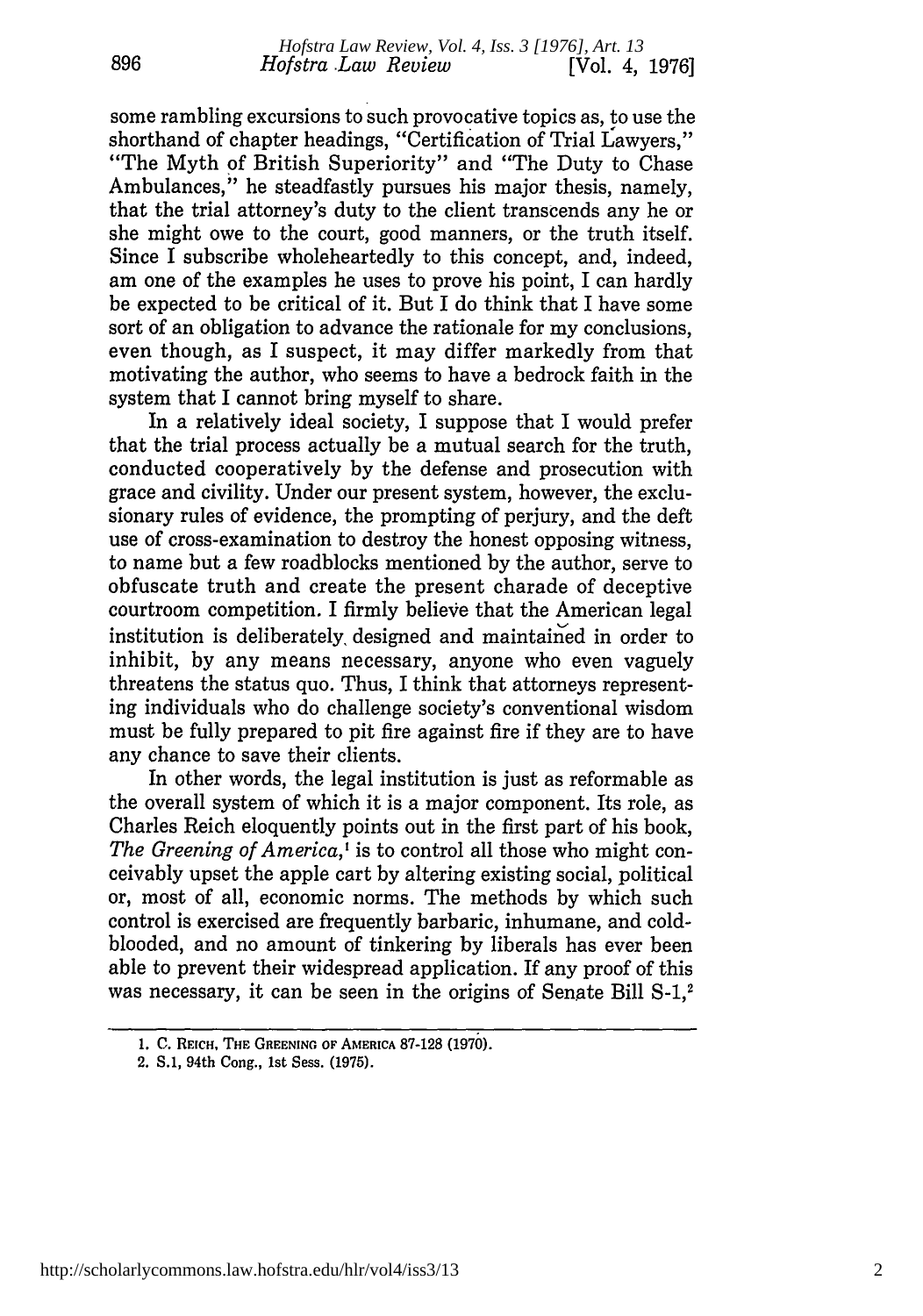some rambling excursions to such provocative topics as, to use the shorthand of chapter headings, "Certification of Trial Lawyers," "The Myth of British Superiority" and "The Duty to Chase Ambulances," he steadfastly pursues his major thesis, namely, that the trial attorney's duty to the client transcends any he or she might owe to the court, good manners, or the truth itself. Since I subscribe wholeheartedly to this concept, and, indeed, am one of the examples he uses to prove his point, I can hardly be expected to be critical of it. But I do think that I have some sort of an obligation to advance the rationale for my conclusions, even though, as I suspect, it may differ markedly from that motivating the author, who seems to have a bedrock faith in the system that I cannot bring myself to share.

In a relatively ideal society, I suppose that I would prefer that the trial process actually be a mutual search for the truth, conducted cooperatively by the defense and prosecution with grace and civility. Under our present system, however, the exclusionary rules of evidence, the prompting of perjury, and the deft use of cross-examination to destroy the honest opposing witness, to name but a few roadblocks mentioned by the author, serve to obfuscate truth and create the present charade of deceptive courtroom competition. I firmly believe that the American legal institution is deliberately designed and maintained in order to inhibit, by any means necessary, anyone who even vaguely threatens the status quo. Thus, I think that attorneys representing individuals who do challenge society's conventional wisdom must be fully prepared to pit fire against fire if they are to have any chance to save their clients.

In other words, the legal institution is just as reformable as the overall system of which it is a major component. Its role, as Charles Reich eloquently points out in the first part of his book, *The Greening of America*,[1] is to control all those who might conceivably upset the apple cart by altering existing social, political or, most of all, economic norms. The methods by which such control is exercised are frequently barbaric, inhumane, and cold-blooded, and no amount of tinkering by liberals has ever been able to prevent their widespread application. If any proof of this was necessary, it can be seen in the origins of Senate Bill S-1,[2]

---

1. C. Reich, The Greening of America 87-128 (1970).
2. S.1, 94th Cong., 1st Sess. (1975).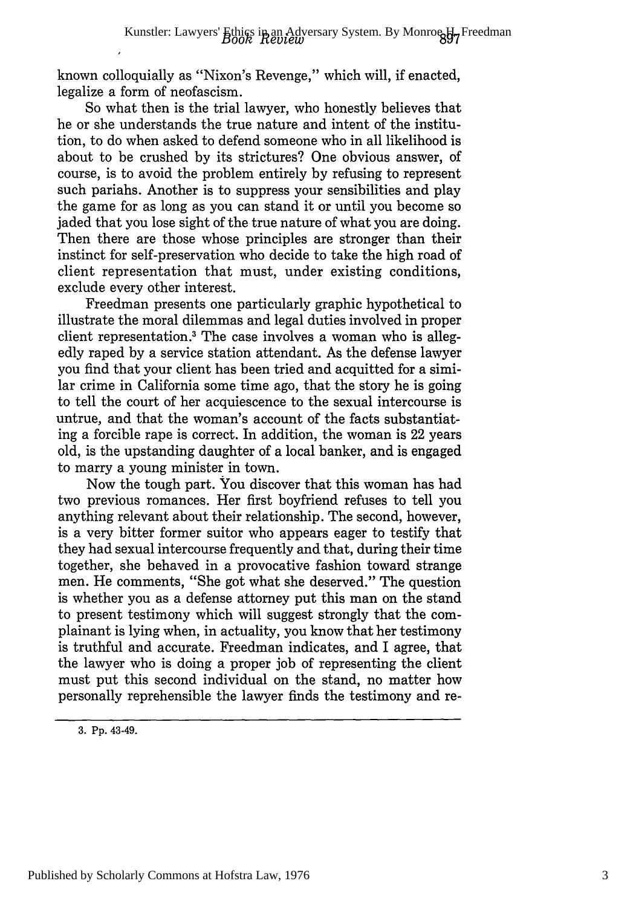known colloquially as "Nixon's Revenge," which will, if enacted, legalize a form of neofascism.

So what then is the trial lawyer, who honestly believes that he or she understands the true nature and intent of the institution, to do when asked to defend someone who in all likelihood is about to be crushed by its strictures? One obvious answer, of course, is to avoid the problem entirely by refusing to represent such pariahs. Another is to suppress your sensibilities and play the game for as long as you can stand it or until you become so jaded that you lose sight of the true nature of what you are doing. Then there are those whose principles are stronger than their instinct for self-preservation who decide to take the high road of client representation that must, under existing conditions, exclude every other interest.

Freedman presents one particularly graphic hypothetical to illustrate the moral dilemmas and legal duties involved in proper client representation.[3] The case involves a woman who is allegedly raped by a service station attendant. As the defense lawyer you find that your client has been tried and acquitted for a similar crime in California some time ago, that the story he is going to tell the court of her acquiescence to the sexual intercourse is untrue, and that the woman's account of the facts substantiating a forcible rape is correct. In addition, the woman is 22 years old, is the upstanding daughter of a local banker, and is engaged to marry a young minister in town.

Now the tough part. You discover that this woman has had two previous romances. Her first boyfriend refuses to tell you anything relevant about their relationship. The second, however, is a very bitter former suitor who appears eager to testify that they had sexual intercourse frequently and that, during their time together, she behaved in a provocative fashion toward strange men. He comments, "She got what she deserved." The question is whether you as a defense attorney put this man on the stand to present testimony which will suggest strongly that the complainant is lying when, in actuality, you know that her testimony is truthful and accurate. Freedman indicates, and I agree, that the lawyer who is doing a proper job of representing the client must put this second individual on the stand, no matter how personally reprehensible the lawyer finds the testimony and re-

3. Pp. 43-49.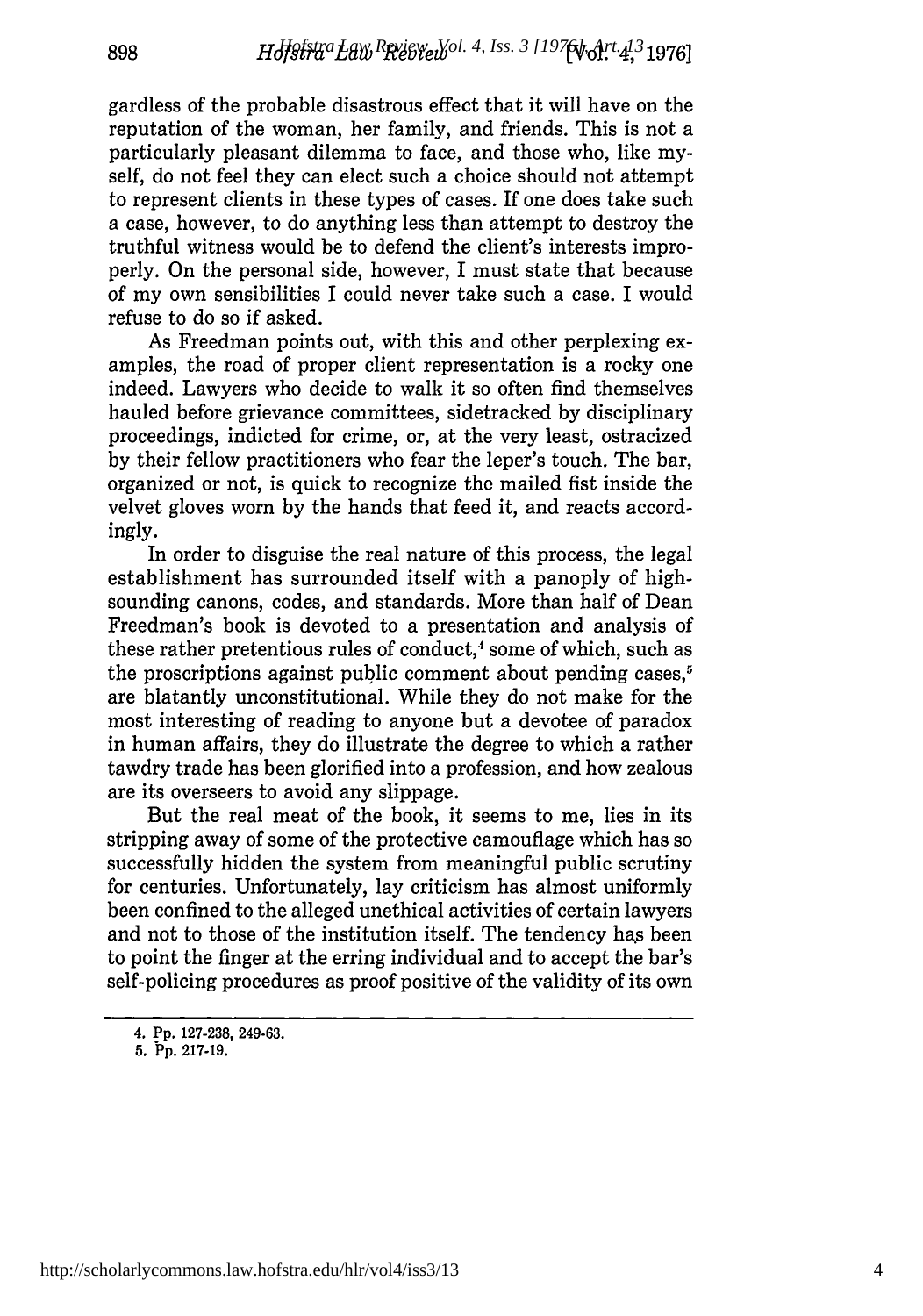gardless of the probable disastrous effect that it will have on the reputation of the woman, her family, and friends. This is not a particularly pleasant dilemma to face, and those who, like myself, do not feel they can elect such a choice should not attempt to represent clients in these types of cases. If one does take such a case, however, to do anything less than attempt to destroy the truthful witness would be to defend the client's interests improperly. On the personal side, however, I must state that because of my own sensibilities I could never take such a case. I would refuse to do so if asked.

As Freedman points out, with this and other perplexing examples, the road of proper client representation is a rocky one indeed. Lawyers who decide to walk it so often find themselves hauled before grievance committees, sidetracked by disciplinary proceedings, indicted for crime, or, at the very least, ostracized by their fellow practitioners who fear the leper's touch. The bar, organized or not, is quick to recognize the mailed fist inside the velvet gloves worn by the hands that feed it, and reacts accordingly.

In order to disguise the real nature of this process, the legal establishment has surrounded itself with a panoply of high-sounding canons, codes, and standards. More than half of Dean Freedman's book is devoted to a presentation and analysis of these rather pretentious rules of conduct,[4] some of which, such as the proscriptions against public comment about pending cases,[5] are blatantly unconstitutional. While they do not make for the most interesting of reading to anyone but a devotee of paradox in human affairs, they do illustrate the degree to which a rather tawdry trade has been glorified into a profession, and how zealous are its overseers to avoid any slippage.

But the real meat of the book, it seems to me, lies in its stripping away of some of the protective camouflage which has so successfully hidden the system from meaningful public scrutiny for centuries. Unfortunately, lay criticism has almost uniformly been confined to the alleged unethical activities of certain lawyers and not to those of the institution itself. The tendency has been to point the finger at the erring individual and to accept the bar's self-policing procedures as proof positive of the validity of its own

4. Pp. 127-238, 249-63.

5. Pp. 217-19.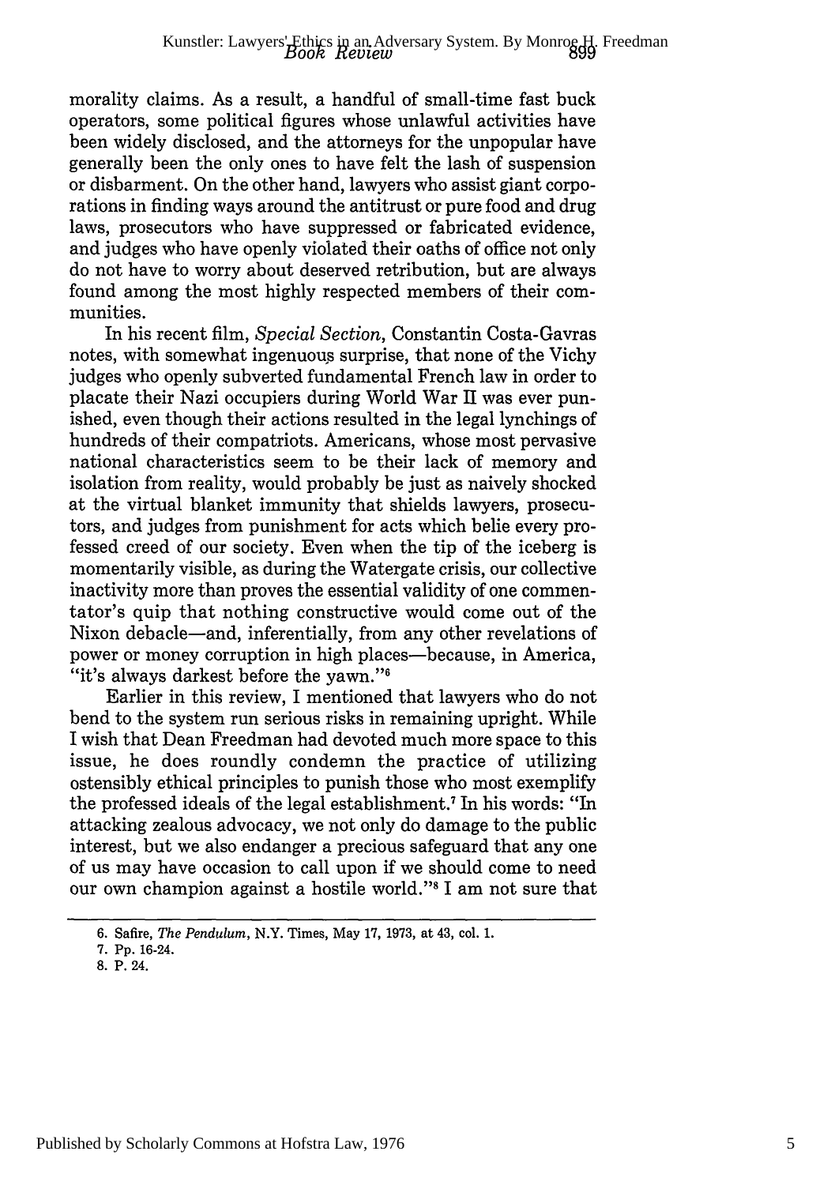morality claims. As a result, a handful of small-time fast buck operators, some political figures whose unlawful activities have been widely disclosed, and the attorneys for the unpopular have generally been the only ones to have felt the lash of suspension or disbarment. On the other hand, lawyers who assist giant corporations in finding ways around the antitrust or pure food and drug laws, prosecutors who have suppressed or fabricated evidence, and judges who have openly violated their oaths of office not only do not have to worry about deserved retribution, but are always found among the most highly respected members of their communities.

In his recent film, *Special Section,* Constantin Costa-Gavras notes, with somewhat ingenuous surprise, that none of the Vichy judges who openly subverted fundamental French law in order to placate their Nazi occupiers during World War II was ever punished, even though their actions resulted in the legal lynchings of hundreds of their compatriots. Americans, whose most pervasive national characteristics seem to be their lack of memory and isolation from reality, would probably be just as naively shocked at the virtual blanket immunity that shields lawyers, prosecutors, and judges from punishment for acts which belie every professed creed of our society. Even when the tip of the iceberg is momentarily visible, as during the Watergate crisis, our collective inactivity more than proves the essential validity of one commentator's quip that nothing constructive would come out of the Nixon debacle—and, inferentially, from any other revelations of power or money corruption in high places—because, in America, "it's always darkest before the yawn."[6]

Earlier in this review, I mentioned that lawyers who do not bend to the system run serious risks in remaining upright. While I wish that Dean Freedman had devoted much more space to this issue, he does roundly condemn the practice of utilizing ostensibly ethical principles to punish those who most exemplify the professed ideals of the legal establishment.[7] In his words: "In attacking zealous advocacy, we not only do damage to the public interest, but we also endanger a precious safeguard that any one of us may have occasion to call upon if we should come to need our own champion against a hostile world."[8] I am not sure that

---

6. Safire, *The Pendulum,* N.Y. Times, May 17, 1973, at 43, col. 1.

7. Pp. 16-24.

8. P. 24.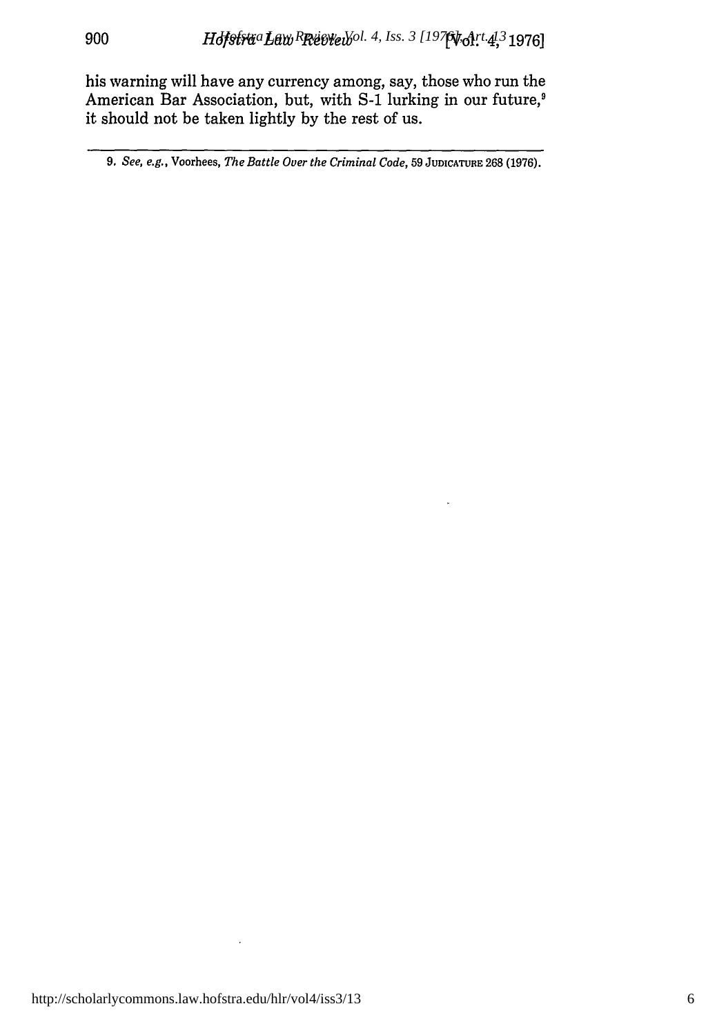his warning will have any currency among, say, those who run the American Bar Association, but, with S-1 lurking in our future,[9] it should not be taken lightly by the rest of us.

---

9. *See, e.g.*, Voorhees, *The Battle Over the Criminal Code*, 59 JUDICATURE 268 (1976).